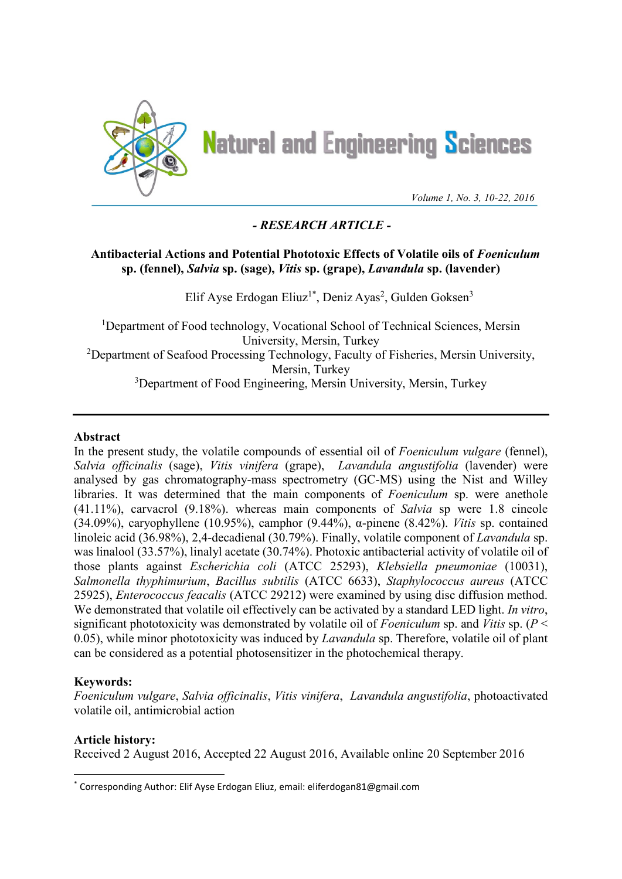- *RESEARCH ARTICLE* -

# Antibacterial Actions and Potential Phototoxic Effects of Volatile oils of *Foeniculum* sp. (fennel), *Salvia* sp. (sage), *Vitis* sp. (grape), *Lavandula* sp. (lavender)

Elif Ayse Erdogan Eliuz[1*], Deniz Ayas[2], Gulden Goksen[3]

[1]Department of Food technology, Vocational School of Technical Sciences, Mersin University, Mersin, Turkey
[2]Department of Seafood Processing Technology, Faculty of Fisheries, Mersin University, Mersin, Turkey
[3]Department of Food Engineering, Mersin University, Mersin, Turkey

## Abstract

In the present study, the volatile compounds of essential oil of *Foeniculum vulgare* (fennel), *Salvia officinalis* (sage), *Vitis vinifera* (grape), *Lavandula angustifolia* (lavender) were analysed by gas chromatography-mass spectrometry (GC-MS) using the Nist and Willey libraries. It was determined that the main components of *Foeniculum* sp. were anethole (41.11%), carvacrol (9.18%). whereas main components of *Salvia* sp were 1.8 cineole (34.09%), caryophyllene (10.95%), camphor (9.44%), α-pinene (8.42%). *Vitis* sp. contained linoleic acid (36.98%), 2,4-decadienal (30.79%). Finally, volatile component of *Lavandula* sp. was linalool (33.57%), linalyl acetate (30.74%). Photoxic antibacterial activity of volatile oil of those plants against *Escherichia coli* (ATCC 25293), *Klebsiella pneumoniae* (10031), *Salmonella thyphimurium*, *Bacillus subtilis* (ATCC 6633), *Staphylococcus aureus* (ATCC 25925), *Enterococcus feacalis* (ATCC 29212) were examined by using disc diffusion method. We demonstrated that volatile oil effectively can be activated by a standard LED light. *In vitro*, significant phototoxicity was demonstrated by volatile oil of *Foeniculum* sp. and *Vitis* sp. ($P < 0.05$), while minor phototoxicity was induced by *Lavandula* sp. Therefore, volatile oil of plant can be considered as a potential photosensitizer in the photochemical therapy.

**Keywords:**
*Foeniculum vulgare*, *Salvia officinalis*, *Vitis vinifera*, *Lavandula angustifolia*, photoactivated volatile oil, antimicrobial action

**Article history:**
Received 2 August 2016, Accepted 22 August 2016, Available online 20 September 2016

[*] Corresponding Author: Elif Ayse Erdogan Eliuz, email: eliferdogan81@gmail.com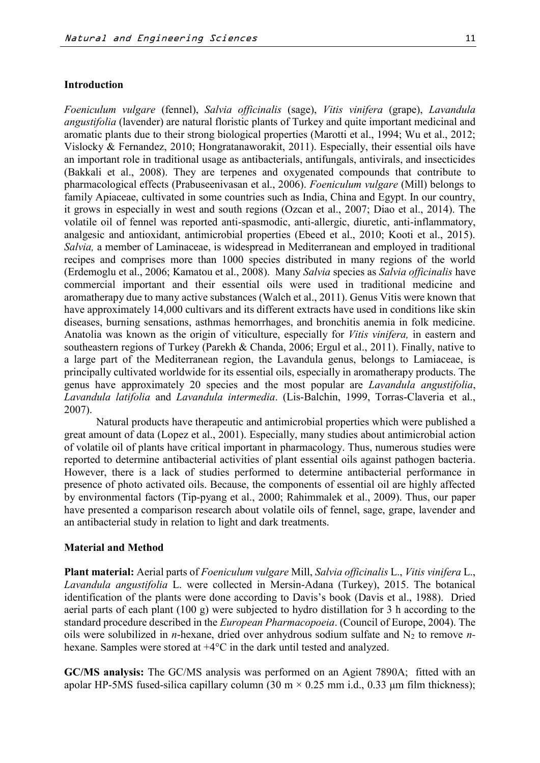## Introduction

*Foeniculum vulgare* (fennel), *Salvia officinalis* (sage), *Vitis vinifera* (grape), *Lavandula angustifolia* (lavender) are natural floristic plants of Turkey and quite important medicinal and aromatic plants due to their strong biological properties (Marotti et al., 1994; Wu et al., 2012; Vislocky & Fernandez, 2010; Hongratanaworakit, 2011). Especially, their essential oils have an important role in traditional usage as antibacterials, antifungals, antivirals, and insecticides (Bakkali et al., 2008). They are terpenes and oxygenated compounds that contribute to pharmacological effects (Prabuseenivasan et al., 2006). *Foeniculum vulgare* (Mill) belongs to family Apiaceae, cultivated in some countries such as India, China and Egypt. In our country, it grows in especially in west and south regions (Ozcan et al., 2007; Diao et al., 2014). The volatile oil of fennel was reported anti-spasmodic, anti-allergic, diuretic, anti-inflammatory, analgesic and antioxidant, antimicrobial properties (Ebeed et al., 2010; Kooti et al., 2015). *Salvia,* a member of Laminaceae, is widespread in Mediterranean and employed in traditional recipes and comprises more than 1000 species distributed in many regions of the world (Erdemoglu et al., 2006; Kamatou et al., 2008). Many *Salvia* species as *Salvia officinalis* have commercial important and their essential oils were used in traditional medicine and aromatherapy due to many active substances (Walch et al., 2011). Genus Vitis were known that have approximately 14,000 cultivars and its different extracts have used in conditions like skin diseases, burning sensations, asthmas hemorrhages, and bronchitis anemia in folk medicine. Anatolia was known as the origin of viticulture, especially for *Vitis vinifera,* in eastern and southeastern regions of Turkey (Parekh & Chanda, 2006; Ergul et al., 2011). Finally, native to a large part of the Mediterranean region, the Lavandula genus, belongs to Lamiaceae, is principally cultivated worldwide for its essential oils, especially in aromatherapy products. The genus have approximately 20 species and the most popular are *Lavandula angustifolia*, *Lavandula latifolia* and *Lavandula intermedia*. (Lis-Balchin, 1999, Torras-Claveria et al., 2007).

Natural products have therapeutic and antimicrobial properties which were published a great amount of data (Lopez et al., 2001). Especially, many studies about antimicrobial action of volatile oil of plants have critical important in pharmacology. Thus, numerous studies were reported to determine antibacterial activities of plant essential oils against pathogen bacteria. However, there is a lack of studies performed to determine antibacterial performance in presence of photo activated oils. Because, the components of essential oil are highly affected by environmental factors (Tip-pyang et al., 2000; Rahimmalek et al., 2009). Thus, our paper have presented a comparison research about volatile oils of fennel, sage, grape, lavender and an antibacterial study in relation to light and dark treatments.

## Material and Method

**Plant material:** Aerial parts of *Foeniculum vulgare* Mill, *Salvia officinalis* L., *Vitis vinifera* L., *Lavandula angustifolia* L. were collected in Mersin-Adana (Turkey), 2015. The botanical identification of the plants were done according to Davis's book (Davis et al., 1988). Dried aerial parts of each plant (100 g) were subjected to hydro distillation for 3 h according to the standard procedure described in the *European Pharmacopoeia*. (Council of Europe, 2004). The oils were solubilized in *n*-hexane, dried over anhydrous sodium sulfate and $N_2$ to remove *n*-hexane. Samples were stored at +4°C in the dark until tested and analyzed.

**GC/MS analysis:** The GC/MS analysis was performed on an Agient 7890A; fitted with an apolar HP-5MS fused-silica capillary column (30 m × 0.25 mm i.d., 0.33 µm film thickness);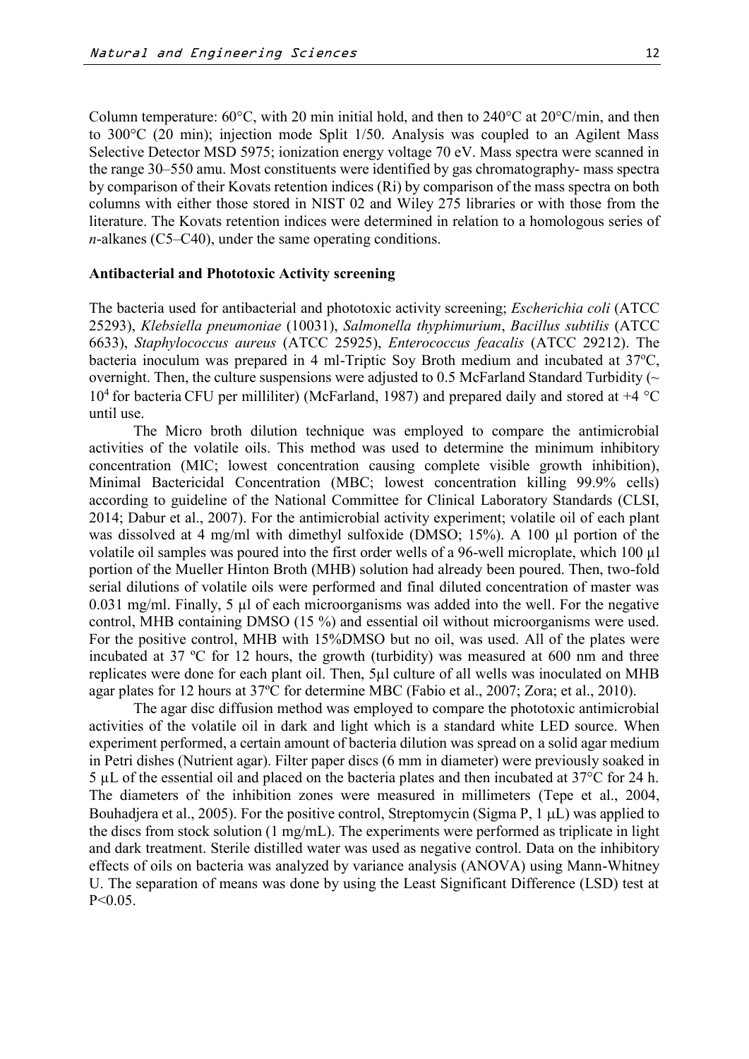Column temperature: 60°C, with 20 min initial hold, and then to 240°C at 20°C/min, and then to 300°C (20 min); injection mode Split 1/50. Analysis was coupled to an Agilent Mass Selective Detector MSD 5975; ionization energy voltage 70 eV. Mass spectra were scanned in the range 30–550 amu. Most constituents were identified by gas chromatography- mass spectra by comparison of their Kovats retention indices (Ri) by comparison of the mass spectra on both columns with either those stored in NIST 02 and Wiley 275 libraries or with those from the literature. The Kovats retention indices were determined in relation to a homologous series of *n*-alkanes (C5–C40), under the same operating conditions.

**Antibacterial and Phototoxic Activity screening**

The bacteria used for antibacterial and phototoxic activity screening; *Escherichia coli* (ATCC 25293), *Klebsiella pneumoniae* (10031), *Salmonella thyphimurium*, *Bacillus subtilis* (ATCC 6633), *Staphylococcus aureus* (ATCC 25925), *Enterococcus feacalis* (ATCC 29212). The bacteria inoculum was prepared in 4 ml-Triptic Soy Broth medium and incubated at 37ºC, overnight. Then, the culture suspensions were adjusted to 0.5 McFarland Standard Turbidity (~ $10^4$ for bacteria CFU per milliliter) (McFarland, 1987) and prepared daily and stored at +4 °C until use.

The Micro broth dilution technique was employed to compare the antimicrobial activities of the volatile oils. This method was used to determine the minimum inhibitory concentration (MIC; lowest concentration causing complete visible growth inhibition), Minimal Bactericidal Concentration (MBC; lowest concentration killing 99.9% cells) according to guideline of the National Committee for Clinical Laboratory Standards (CLSI, 2014; Dabur et al., 2007). For the antimicrobial activity experiment; volatile oil of each plant was dissolved at 4 mg/ml with dimethyl sulfoxide (DMSO; 15%). A 100 µl portion of the volatile oil samples was poured into the first order wells of a 96-well microplate, which 100 µl portion of the Mueller Hinton Broth (MHB) solution had already been poured. Then, two-fold serial dilutions of volatile oils were performed and final diluted concentration of master was 0.031 mg/ml. Finally, 5 µl of each microorganisms was added into the well. For the negative control, MHB containing DMSO (15 %) and essential oil without microorganisms were used. For the positive control, MHB with 15%DMSO but no oil, was used. All of the plates were incubated at 37 ºC for 12 hours, the growth (turbidity) was measured at 600 nm and three replicates were done for each plant oil. Then, 5µl culture of all wells was inoculated on MHB agar plates for 12 hours at 37ºC for determine MBC (Fabio et al., 2007; Zora; et al., 2010).

The agar disc diffusion method was employed to compare the phototoxic antimicrobial activities of the volatile oil in dark and light which is a standard white LED source. When experiment performed, a certain amount of bacteria dilution was spread on a solid agar medium in Petri dishes (Nutrient agar). Filter paper discs (6 mm in diameter) were previously soaked in 5 µL of the essential oil and placed on the bacteria plates and then incubated at 37°C for 24 h. The diameters of the inhibition zones were measured in millimeters (Tepe et al., 2004, Bouhadjera et al., 2005). For the positive control, Streptomycin (Sigma P, 1 µL) was applied to the discs from stock solution (1 mg/mL). The experiments were performed as triplicate in light and dark treatment. Sterile distilled water was used as negative control. Data on the inhibitory effects of oils on bacteria was analyzed by variance analysis (ANOVA) using Mann-Whitney U. The separation of means was done by using the Least Significant Difference (LSD) test at $P<0.05$.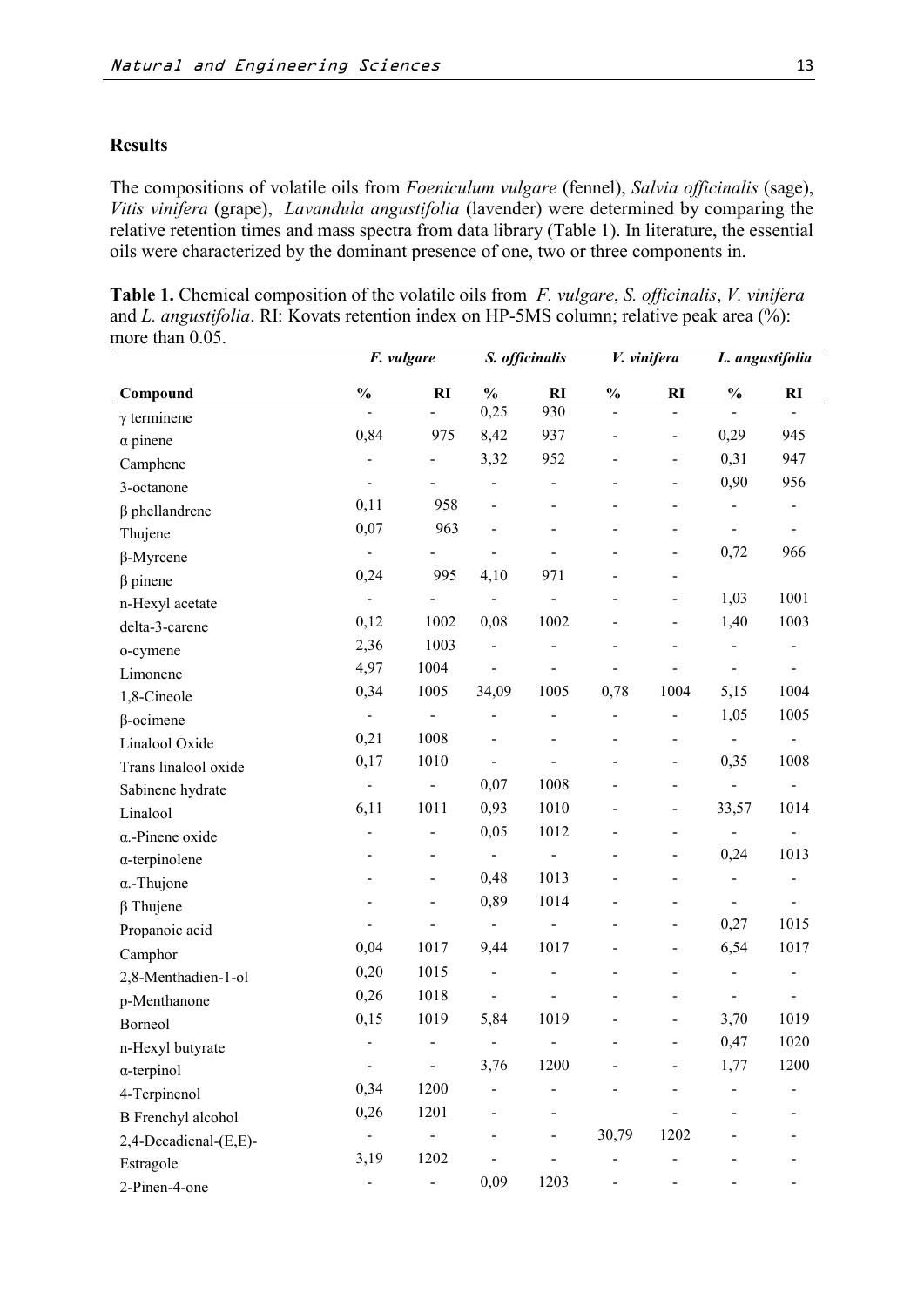## Results

The compositions of volatile oils from *Foeniculum vulgare* (fennel), *Salvia officinalis* (sage), *Vitis vinifera* (grape), *Lavandula angustifolia* (lavender) were determined by comparing the relative retention times and mass spectra from data library (Table 1). In literature, the essential oils were characterized by the dominant presence of one, two or three components in.

**Table 1.** Chemical composition of the volatile oils from *F. vulgare*, *S. officinalis*, *V. vinifera* and *L. angustifolia*. RI: Kovats retention index on HP-5MS column; relative peak area (%): more than 0.05.

| | *F. vulgare* | | *S. officinalis* | | *V. vinifera* | | *L. angustifolia* | |
|---|---|---|---|---|---|---|---|---|
| **Compound** | **%** | **RI** | **%** | **RI** | **%** | **RI** | **%** | **RI** |
| γ terminene | - | - | 0,25 | 930 | - | - | - | - |
| α pinene | 0,84 | 975 | 8,42 | 937 | - | - | 0,29 | 945 |
| Camphene | - | - | 3,32 | 952 | - | - | 0,31 | 947 |
| 3-octanone | - | - | - | - | - | - | 0,90 | 956 |
| β phellandrene | 0,11 | 958 | - | - | - | - | - | - |
| Thujene | 0,07 | 963 | - | - | - | - | - | - |
| β-Myrcene | - | - | - | - | - | - | 0,72 | 966 |
| β pinene | 0,24 | 995 | 4,10 | 971 | - | - | | |
| n-Hexyl acetate | - | - | - | - | - | - | 1,03 | 1001 |
| delta-3-carene | 0,12 | 1002 | 0,08 | 1002 | - | - | 1,40 | 1003 |
| o-cymene | 2,36 | 1003 | - | - | - | - | - | - |
| Limonene | 4,97 | 1004 | - | - | - | - | - | - |
| 1,8-Cineole | 0,34 | 1005 | 34,09 | 1005 | 0,78 | 1004 | 5,15 | 1004 |
| β-ocimene | - | - | - | - | - | - | 1,05 | 1005 |
| Linalool Oxide | 0,21 | 1008 | - | - | - | - | - | - |
| Trans linalool oxide | 0,17 | 1010 | - | - | - | - | 0,35 | 1008 |
| Sabinene hydrate | - | - | 0,07 | 1008 | - | - | - | - |
| Linalool | 6,11 | 1011 | 0,93 | 1010 | - | - | 33,57 | 1014 |
| α.-Pinene oxide | - | - | 0,05 | 1012 | - | - | - | - |
| α-terpinolene | - | - | - | - | - | - | 0,24 | 1013 |
| α.-Thujone | - | - | 0,48 | 1013 | - | - | - | - |
| β Thujene | - | - | 0,89 | 1014 | - | - | - | - |
| Propanoic acid | - | - | - | - | - | - | 0,27 | 1015 |
| Camphor | 0,04 | 1017 | 9,44 | 1017 | - | - | 6,54 | 1017 |
| 2,8-Menthadien-1-ol | 0,20 | 1015 | - | - | - | - | - | - |
| p-Menthanone | 0,26 | 1018 | - | - | - | - | - | - |
| Borneol | 0,15 | 1019 | 5,84 | 1019 | - | - | 3,70 | 1019 |
| n-Hexyl butyrate | - | - | - | - | - | - | 0,47 | 1020 |
| α-terpinol | - | - | 3,76 | 1200 | - | - | 1,77 | 1200 |
| 4-Terpinenol | 0,34 | 1200 | - | - | - | - | - | - |
| B Frenchyl alcohol | 0,26 | 1201 | - | - | | - | - | - |
| 2,4-Decadienal-(E,E)- | - | - | - | - | 30,79 | 1202 | - | - |
| Estragole | 3,19 | 1202 | - | - | - | - | - | - |
| 2-Pinen-4-one | - | - | 0,09 | 1203 | - | - | - | - |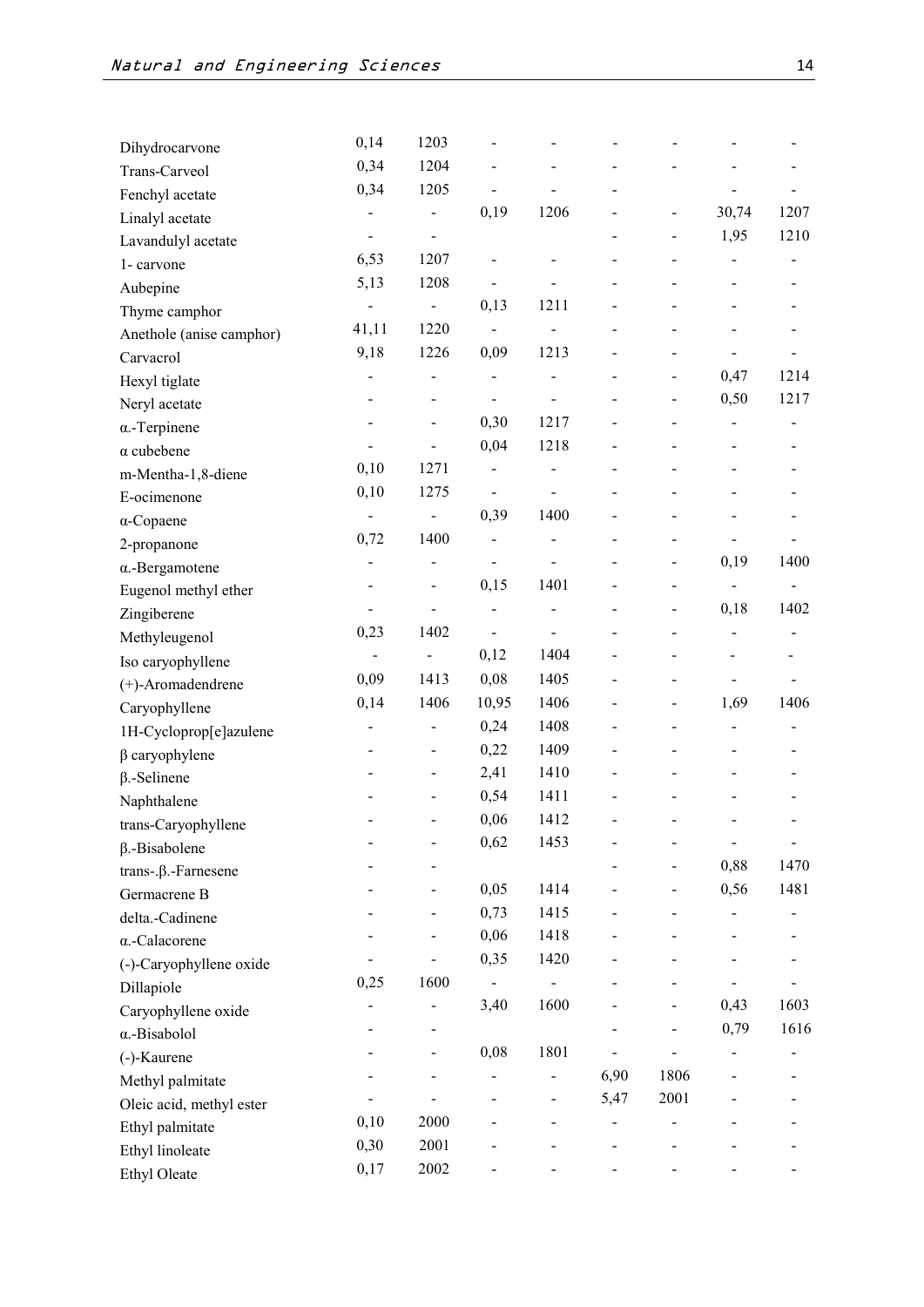| | | | | | | | | |
|---|---|---|---|---|---|---|---|---|
| Dihydrocarvone | 0,14 | 1203 | - | - | - | - | - | - |
| Trans-Carveol | 0,34 | 1204 | - | - | - | - | - | - |
| Fenchyl acetate | 0,34 | 1205 | - | - | - | | - | - |
| Linalyl acetate | - | - | 0,19 | 1206 | - | - | 30,74 | 1207 |
| Lavandulyl acetate | - | - | | | - | - | 1,95 | 1210 |
| 1- carvone | 6,53 | 1207 | - | - | - | - | - | - |
| Aubepine | 5,13 | 1208 | - | - | - | - | - | - |
| Thyme camphor | - | - | 0,13 | 1211 | - | - | - | - |
| Anethole (anise camphor) | 41,11 | 1220 | - | - | - | - | - | - |
| Carvacrol | 9,18 | 1226 | 0,09 | 1213 | - | - | - | - |
| Hexyl tiglate | - | - | - | - | - | - | 0,47 | 1214 |
| Neryl acetate | - | - | - | - | - | - | 0,50 | 1217 |
| α.-Terpinene | - | - | 0,30 | 1217 | - | - | - | - |
| α cubebene | - | - | 0,04 | 1218 | - | - | - | - |
| m-Mentha-1,8-diene | 0,10 | 1271 | - | - | - | - | - | - |
| E-ocimenone | 0,10 | 1275 | - | - | - | - | - | - |
| α-Copaene | - | - | 0,39 | 1400 | - | - | - | - |
| 2-propanone | 0,72 | 1400 | - | - | - | - | - | - |
| α.-Bergamotene | - | - | - | - | - | - | 0,19 | 1400 |
| Eugenol methyl ether | - | - | 0,15 | 1401 | - | - | - | - |
| Zingiberene | - | - | - | - | - | - | 0,18 | 1402 |
| Methyleugenol | 0,23 | 1402 | - | - | - | - | - | - |
| Iso caryophyllene | - | - | 0,12 | 1404 | - | - | - | - |
| (+)-Aromadendrene | 0,09 | 1413 | 0,08 | 1405 | - | - | - | - |
| Caryophyllene | 0,14 | 1406 | 10,95 | 1406 | - | - | 1,69 | 1406 |
| 1H-Cycloprop[e]azulene | - | - | 0,24 | 1408 | - | - | - | - |
| β caryophylene | - | - | 0,22 | 1409 | - | - | - | - |
| β.-Selinene | - | - | 2,41 | 1410 | - | - | - | - |
| Naphthalene | - | - | 0,54 | 1411 | - | - | - | - |
| trans-Caryophyllene | - | - | 0,06 | 1412 | - | - | - | - |
| β.-Bisabolene | - | - | 0,62 | 1453 | - | - | - | - |
| trans-.β.-Farnesene | - | - | | | - | - | 0,88 | 1470 |
| Germacrene B | - | - | 0,05 | 1414 | - | - | 0,56 | 1481 |
| delta.-Cadinene | - | - | 0,73 | 1415 | - | - | - | - |
| α.-Calacorene | - | - | 0,06 | 1418 | - | - | - | - |
| (-)-Caryophyllene oxide | - | - | 0,35 | 1420 | - | - | - | - |
| Dillapiole | 0,25 | 1600 | - | - | - | - | - | - |
| Caryophyllene oxide | - | - | 3,40 | 1600 | - | - | 0,43 | 1603 |
| α.-Bisabolol | - | - | | | - | - | 0,79 | 1616 |
| (-)-Kaurene | - | - | 0,08 | 1801 | - | - | - | - |
| Methyl palmitate | - | - | - | - | 6,90 | 1806 | - | - |
| Oleic acid, methyl ester | - | - | - | - | 5,47 | 2001 | - | - |
| Ethyl palmitate | 0,10 | 2000 | - | - | - | - | - | - |
| Ethyl linoleate | 0,30 | 2001 | - | - | - | - | - | - |
| Ethyl Oleate | 0,17 | 2002 | - | - | - | - | - | - |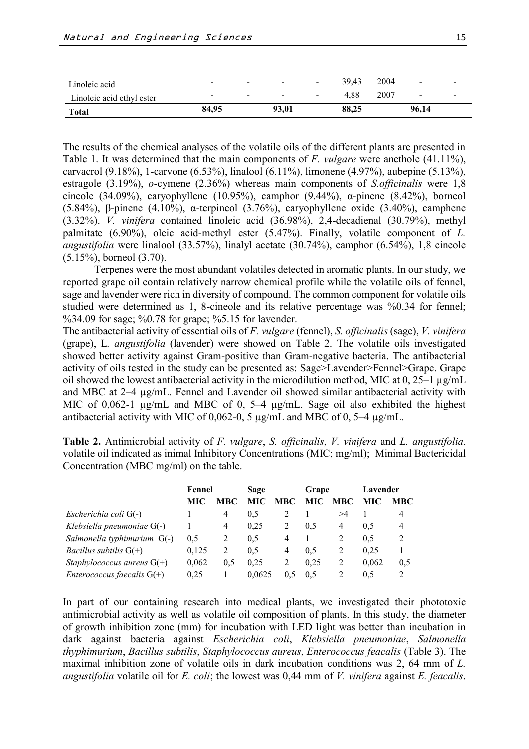| | | | | | | | | |
|---|---|---|---|---|---|---|---|---|
| Linoleic acid | - | - | - | - | 39,43 | 2004 | - | - |
| Linoleic acid ethyl ester | - | - | - | - | 4,88 | 2007 | - | - |
| **Total** | **84,95** | | **93,01** | | **88,25** | | **96,14** | |

The results of the chemical analyses of the volatile oils of the different plants are presented in Table 1. It was determined that the main components of *F. vulgare* were anethole (41.11%), carvacrol (9.18%), 1-carvone (6.53%), linalool (6.11%), limonene (4.97%), aubepine (5.13%), estragole (3.19%), *o*-cymene (2.36%) whereas main components of *S.officinalis* were 1,8 cineole (34.09%), caryophyllene (10.95%), camphor (9.44%), α-pinene (8.42%), borneol (5.84%), β-pinene (4.10%), α-terpineol (3.76%), caryophyllene oxide (3.40%), camphene (3.32%). *V. vinifera* contained linoleic acid (36.98%), 2,4-decadienal (30.79%), methyl palmitate (6.90%), oleic acid-methyl ester (5.47%). Finally, volatile component of *L. angustifolia* were linalool (33.57%), linalyl acetate (30.74%), camphor (6.54%), 1,8 cineole (5.15%), borneol (3.70).

Terpenes were the most abundant volatiles detected in aromatic plants. In our study, we reported grape oil contain relatively narrow chemical profile while the volatile oils of fennel, sage and lavender were rich in diversity of compound. The common component for volatile oils studied were determined as 1, 8-cineole and its relative percentage was %0.34 for fennel; %34.09 for sage; %0.78 for grape; %5.15 for lavender.

The antibacterial activity of essential oils of *F. vulgare* (fennel), *S. officinalis* (sage), *V. vinifera* (grape), L*. angustifolia* (lavender) were showed on Table 2. The volatile oils investigated showed better activity against Gram-positive than Gram-negative bacteria. The antibacterial activity of oils tested in the study can be presented as: Sage>Lavender>Fennel>Grape. Grape oil showed the lowest antibacterial activity in the microdilution method, MIC at 0, 25–1 µg/mL and MBC at 2–4 µg/mL. Fennel and Lavender oil showed similar antibacterial activity with MIC of 0,062-1 µg/mL and MBC of 0, 5–4 µg/mL. Sage oil also exhibited the highest antibacterial activity with MIC of 0,062-0, 5 µg/mL and MBC of 0, 5–4 µg/mL.

**Table 2.** Antimicrobial activity of *F. vulgare*, *S. officinalis*, *V. vinifera* and *L. angustifolia*. volatile oil indicated as inimal Inhibitory Concentrations (MIC; mg/ml); Minimal Bactericidal Concentration (MBC mg/ml) on the table.

| | **Fennel** | | **Sage** | | **Grape** | | **Lavender** | |
|---|---|---|---|---|---|---|---|---|
| | **MIC** | **MBC** | **MIC** | **MBC** | **MIC** | **MBC** | **MIC** | **MBC** |
| *Escherichia coli* G(-) | 1 | 4 | 0,5 | 2 | 1 | >4 | 1 | 4 |
| *Klebsiella pneumoniae* G(-) | 1 | 4 | 0,25 | 2 | 0,5 | 4 | 0,5 | 4 |
| *Salmonella typhimurium* G(-) | 0,5 | 2 | 0,5 | 4 | 1 | 2 | 0,5 | 2 |
| *Bacillus subtilis* G(+) | 0,125 | 2 | 0,5 | 4 | 0,5 | 2 | 0,25 | 1 |
| *Staphylococcus aureus* G(+) | 0,062 | 0,5 | 0,25 | 2 | 0,25 | 2 | 0,062 | 0,5 |
| *Enterococcus faecalis* G(+) | 0,25 | 1 | 0,0625 | 0,5 | 0,5 | 2 | 0,5 | 2 |

In part of our containing research into medical plants, we investigated their phototoxic antimicrobial activity as well as volatile oil composition of plants. In this study, the diameter of growth inhibition zone (mm) for incubation with LED light was better than incubation in dark against bacteria against *Escherichia coli*, *Klebsiella pneumoniae*, *Salmonella thyphimurium*, *Bacillus subtilis*, *Staphylococcus aureus*, *Enterococcus feacalis* (Table 3). The maximal inhibition zone of volatile oils in dark incubation conditions was 2, 64 mm of *L. angustifolia* volatile oil for *E. coli*; the lowest was 0,44 mm of *V. vinifera* against *E. feacalis*.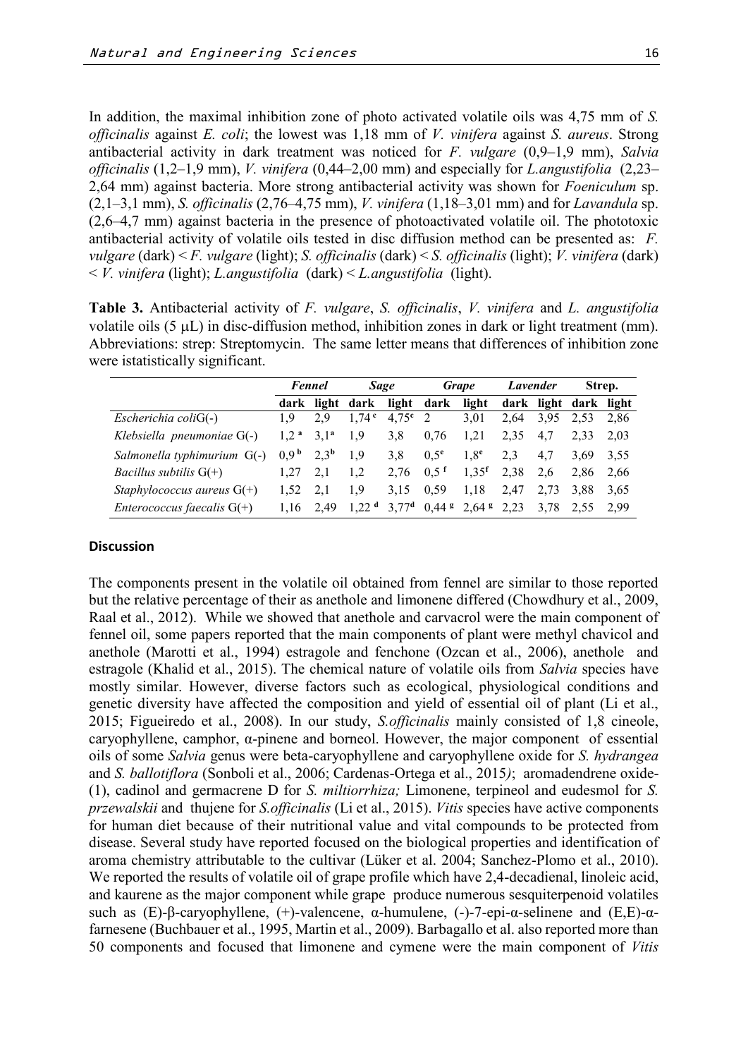In addition, the maximal inhibition zone of photo activated volatile oils was 4,75 mm of *S. officinalis* against *E. coli*; the lowest was 1,18 mm of *V. vinifera* against *S. aureus*. Strong antibacterial activity in dark treatment was noticed for *F. vulgare* (0,9–1,9 mm), *Salvia officinalis* (1,2–1,9 mm), *V. vinifera* (0,44–2,00 mm) and especially for *L.angustifolia* (2,23–2,64 mm) against bacteria. More strong antibacterial activity was shown for *Foeniculum* sp. (2,1–3,1 mm), *S. officinalis* (2,76–4,75 mm), *V. vinifera* (1,18–3,01 mm) and for *Lavandula* sp. (2,6–4,7 mm) against bacteria in the presence of photoactivated volatile oil. The phototoxic antibacterial activity of volatile oils tested in disc diffusion method can be presented as: *F. vulgare* (dark) < *F. vulgare* (light); *S. officinalis* (dark) < *S. officinalis* (light); *V. vinifera* (dark) < *V. vinifera* (light); *L.angustifolia* (dark) < *L.angustifolia* (light).

**Table 3.** Antibacterial activity of *F. vulgare*, *S. officinalis*, *V. vinifera* and *L. angustifolia* volatile oils (5 µL) in disc-diffusion method, inhibition zones in dark or light treatment (mm). Abbreviations: strep: Streptomycin. The same letter means that differences of inhibition zone were istatistically significant.

| | ***Fennel*** | | ***Sage*** | | ***Grape*** | | ***Lavender*** | | **Strep.** | |
|---|---|---|---|---|---|---|---|---|---|---|
| | **dark** | **light** | **dark** | **light** | **dark** | **light** | **dark** | **light** | **dark** | **light** |
| *Escherichia coli*G(-) | 1,9 | 2,9 | 1,74 [c] | 4,75 [c] | 2 | 3,01 | 2,64 | 3,95 | 2,53 | 2,86 |
| *Klebsiella pneumoniae* G(-) | 1,2 [a] | 3,1 [a] | 1,9 | 3,8 | 0,76 | 1,21 | 2,35 | 4,7 | 2,33 | 2,03 |
| *Salmonella typhimurium* G(-) | 0,9 [b] | 2,3 [b] | 1,9 | 3,8 | 0,5 [e] | 1,8 [e] | 2,3 | 4,7 | 3,69 | 3,55 |
| *Bacillus subtilis* G(+) | 1,27 | 2,1 | 1,2 | 2,76 | 0,5 [f] | 1,35 [f] | 2,38 | 2,6 | 2,86 | 2,66 |
| *Staphylococcus aureus* G(+) | 1,52 | 2,1 | 1,9 | 3,15 | 0,59 | 1,18 | 2,47 | 2,73 | 3,88 | 3,65 |
| *Enterococcus faecalis* G(+) | 1,16 | 2,49 | 1,22 [d] | 3,77 [d] | 0,44 [g] | 2,64 [g] | 2,23 | 3,78 | 2,55 | 2,99 |

## Discussion

The components present in the volatile oil obtained from fennel are similar to those reported but the relative percentage of their as anethole and limonene differed (Chowdhury et al., 2009, Raal et al., 2012). While we showed that anethole and carvacrol were the main component of fennel oil, some papers reported that the main components of plant were methyl chavicol and anethole (Marotti et al., 1994) estragole and fenchone (Ozcan et al., 2006), anethole and estragole (Khalid et al., 2015). The chemical nature of volatile oils from *Salvia* species have mostly similar. However, diverse factors such as ecological, physiological conditions and genetic diversity have affected the composition and yield of essential oil of plant (Li et al., 2015; Figueiredo et al., 2008). In our study, *S.officinalis* mainly consisted of 1,8 cineole, caryophyllene, camphor, α-pinene and borneol. However, the major component of essential oils of some *Salvia* genus were beta-caryophyllene and caryophyllene oxide for *S. hydrangea* and *S. ballotiflora* (Sonboli et al., 2006; Cardenas-Ortega et al., 2015*)*; aromadendrene oxide-(1), cadinol and germacrene D for *S. miltiorrhiza;* Limonene, terpineol and eudesmol for *S. przewalskii* and thujene for *S.officinalis* (Li et al., 2015). *Vitis* species have active components for human diet because of their nutritional value and vital compounds to be protected from disease. Several study have reported focused on the biological properties and identification of aroma chemistry attributable to the cultivar (Lüker et al. 2004; Sanchez-Plomo et al., 2010). We reported the results of volatile oil of grape profile which have 2,4-decadienal, linoleic acid, and kaurene as the major component while grape produce numerous sesquiterpenoid volatiles such as (E)-β-caryophyllene, (+)-valencene, α-humulene, (-)-7-epi-α-selinene and (E,E)-α-farnesene (Buchbauer et al., 1995, Martin et al., 2009). Barbagallo et al. also reported more than 50 components and focused that limonene and cymene were the main component of *Vitis*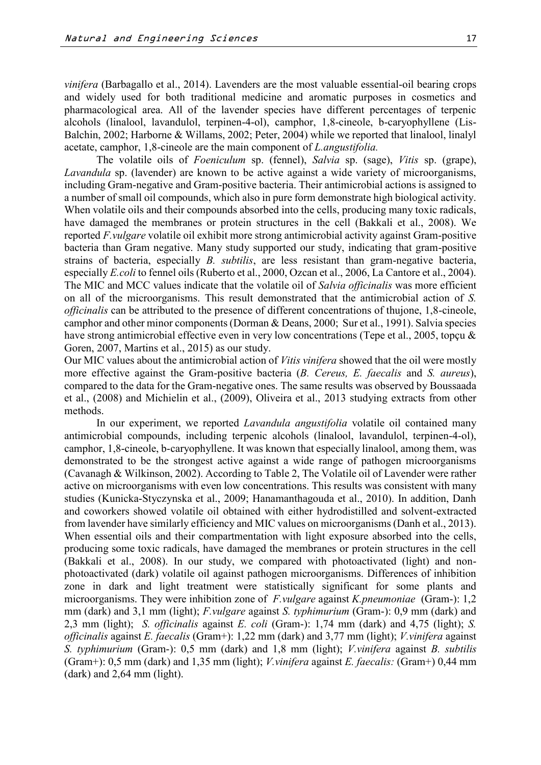*vinifera* (Barbagallo et al., 2014). Lavenders are the most valuable essential-oil bearing crops and widely used for both traditional medicine and aromatic purposes in cosmetics and pharmacological area. All of the lavender species have different percentages of terpenic alcohols (linalool, lavandulol, terpinen-4-ol), camphor, 1,8-cineole, b-caryophyllene (Lis-Balchin, 2002; Harborne & Willams, 2002; Peter, 2004) while we reported that linalool, linalyl acetate, camphor, 1,8-cineole are the main component of *L.angustifolia.*

The volatile oils of *Foeniculum* sp. (fennel), *Salvia* sp. (sage), *Vitis* sp. (grape), *Lavandula* sp. (lavender) are known to be active against a wide variety of microorganisms, including Gram-negative and Gram-positive bacteria. Their antimicrobial actions is assigned to a number of small oil compounds, which also in pure form demonstrate high biological activity. When volatile oils and their compounds absorbed into the cells, producing many toxic radicals, have damaged the membranes or protein structures in the cell (Bakkali et al., 2008). We reported *F.vulgare* volatile oil exhibit more strong antimicrobial activity against Gram-positive bacteria than Gram negative. Many study supported our study, indicating that gram-positive strains of bacteria, especially *B. subtilis*, are less resistant than gram-negative bacteria, especially *E.coli* to fennel oils (Ruberto et al., 2000, Ozcan et al., 2006, La Cantore et al., 2004). The MIC and MCC values indicate that the volatile oil of *Salvia officinalis* was more efficient on all of the microorganisms. This result demonstrated that the antimicrobial action of *S. officinalis* can be attributed to the presence of different concentrations of thujone, 1,8-cineole, camphor and other minor components (Dorman & Deans, 2000; Sur et al., 1991). Salvia species have strong antimicrobial effective even in very low concentrations (Tepe et al., 2005, topçu & Goren, 2007, Martins et al., 2015) as our study.

Our MIC values about the antimicrobial action of *Vitis vinifera* showed that the oil were mostly more effective against the Gram-positive bacteria (*B. Cereus, E. faecalis* and *S. aureus*), compared to the data for the Gram-negative ones. The same results was observed by Boussaada et al., (2008) and Michielin et al., (2009), Oliveira et al., 2013 studying extracts from other methods.

In our experiment, we reported *Lavandula angustifolia* volatile oil contained many antimicrobial compounds, including terpenic alcohols (linalool, lavandulol, terpinen-4-ol), camphor, 1,8-cineole, b-caryophyllene. It was known that especially linalool, among them, was demonstrated to be the strongest active against a wide range of pathogen microorganisms (Cavanagh & Wilkinson, 2002). According to Table 2, The Volatile oil of Lavender were rather active on microorganisms with even low concentrations. This results was consistent with many studies (Kunicka-Styczynska et al., 2009; Hanamanthagouda et al., 2010). In addition, Danh and coworkers showed volatile oil obtained with either hydrodistilled and solvent-extracted from lavender have similarly efficiency and MIC values on microorganisms (Danh et al., 2013). When essential oils and their compartmentation with light exposure absorbed into the cells, producing some toxic radicals, have damaged the membranes or protein structures in the cell (Bakkali et al., 2008). In our study, we compared with photoactivated (light) and non-photoactivated (dark) volatile oil against pathogen microorganisms. Differences of inhibition zone in dark and light treatment were statistically significant for some plants and microorganisms. They were inhibition zone of *F.vulgare* against *K.pneumoniae* (Gram-): 1,2 mm (dark) and 3,1 mm (light); *F.vulgare* against *S. typhimurium* (Gram-): 0,9 mm (dark) and 2,3 mm (light); *S. officinalis* against *E. coli* (Gram-): 1,74 mm (dark) and 4,75 (light); *S. officinalis* against *E. faecalis* (Gram+): 1,22 mm (dark) and 3,77 mm (light); *V.vinifera* against *S. typhimurium* (Gram-): 0,5 mm (dark) and 1,8 mm (light); *V.vinifera* against *B. subtilis* (Gram+): 0,5 mm (dark) and 1,35 mm (light); *V.vinifera* against *E. faecalis:* (Gram+) 0,44 mm (dark) and 2,64 mm (light).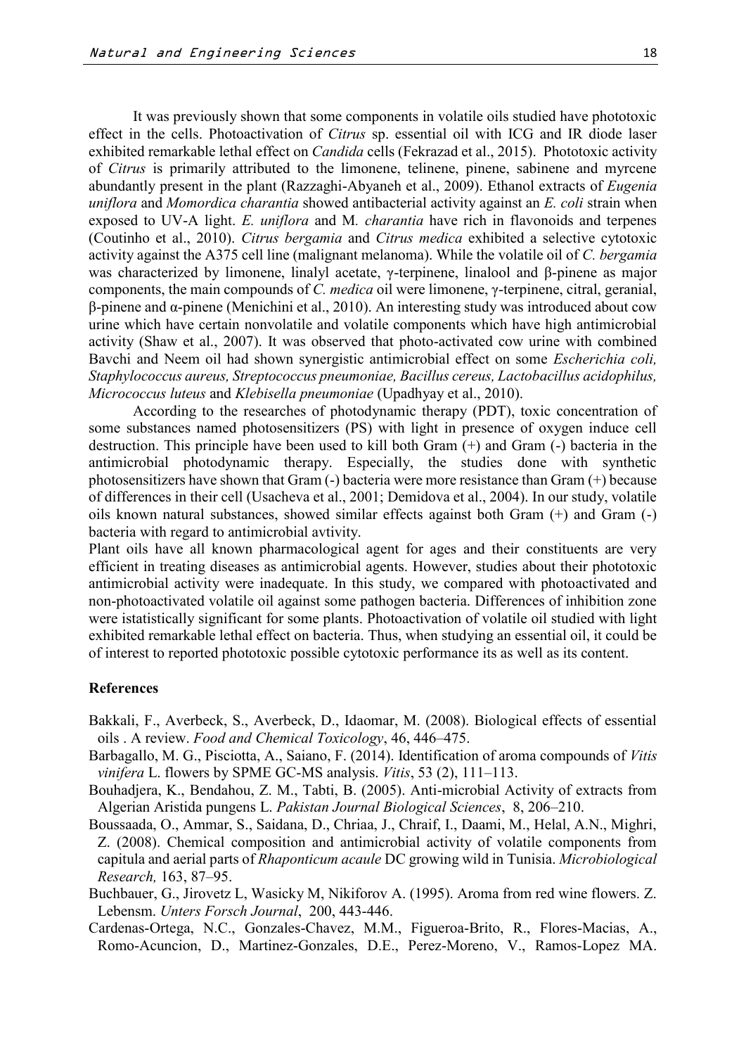It was previously shown that some components in volatile oils studied have phototoxic effect in the cells. Photoactivation of *Citrus* sp. essential oil with ICG and IR diode laser exhibited remarkable lethal effect on *Candida* cells (Fekrazad et al., 2015). Phototoxic activity of *Citrus* is primarily attributed to the limonene, telinene, pinene, sabinene and myrcene abundantly present in the plant (Razzaghi-Abyaneh et al., 2009). Ethanol extracts of *Eugenia uniflora* and *Momordica charantia* showed antibacterial activity against an *E. coli* strain when exposed to UV-A light. *E. uniflora* and M*. charantia* have rich in flavonoids and terpenes (Coutinho et al., 2010). *Citrus bergamia* and *Citrus medica* exhibited a selective cytotoxic activity against the A375 cell line (malignant melanoma). While the volatile oil of *C. bergamia* was characterized by limonene, linalyl acetate, γ-terpinene, linalool and β-pinene as major components, the main compounds of *C. medica* oil were limonene, γ-terpinene, citral, geranial, β-pinene and α-pinene (Menichini et al., 2010). An interesting study was introduced about cow urine which have certain nonvolatile and volatile components which have high antimicrobial activity (Shaw et al., 2007). It was observed that photo-activated cow urine with combined Bavchi and Neem oil had shown synergistic antimicrobial effect on some *Escherichia coli, Staphylococcus aureus, Streptococcus pneumoniae, Bacillus cereus, Lactobacillus acidophilus, Micrococcus luteus* and *Klebisella pneumoniae* (Upadhyay et al., 2010).

According to the researches of photodynamic therapy (PDT), toxic concentration of some substances named photosensitizers (PS) with light in presence of oxygen induce cell destruction. This principle have been used to kill both Gram (+) and Gram (-) bacteria in the antimicrobial photodynamic therapy. Especially, the studies done with synthetic photosensitizers have shown that Gram (-) bacteria were more resistance than Gram (+) because of differences in their cell (Usacheva et al., 2001; Demidova et al., 2004). In our study, volatile oils known natural substances, showed similar effects against both Gram (+) and Gram (-) bacteria with regard to antimicrobial avtivity.

Plant oils have all known pharmacological agent for ages and their constituents are very efficient in treating diseases as antimicrobial agents. However, studies about their phototoxic antimicrobial activity were inadequate. In this study, we compared with photoactivated and non-photoactivated volatile oil against some pathogen bacteria. Differences of inhibition zone were istatistically significant for some plants. Photoactivation of volatile oil studied with light exhibited remarkable lethal effect on bacteria. Thus, when studying an essential oil, it could be of interest to reported phototoxic possible cytotoxic performance its as well as its content.

## References

Bakkali, F., Averbeck, S., Averbeck, D., Idaomar, M. (2008). Biological effects of essential oils . A review. *Food and Chemical Toxicology*, 46, 446–475.

Barbagallo, M. G., Pisciotta, A., Saiano, F. (2014). Identification of aroma compounds of *Vitis vinifera* L. flowers by SPME GC-MS analysis. *Vitis*, 53 (2), 111–113.

Bouhadjera, K., Bendahou, Z. M., Tabti, B. (2005). Anti-microbial Activity of extracts from Algerian Aristida pungens L. *Pakistan Journal Biological Sciences*, 8, 206–210.

Boussaada, O., Ammar, S., Saidana, D., Chriaa, J., Chraif, I., Daami, M., Helal, A.N., Mighri, Z. (2008). Chemical composition and antimicrobial activity of volatile components from capitula and aerial parts of *Rhaponticum acaule* DC growing wild in Tunisia. *Microbiological Research,* 163, 87–95.

Buchbauer, G., Jirovetz L, Wasicky M, Nikiforov A. (1995). Aroma from red wine flowers. Z. Lebensm. *Unters Forsch Journal*, 200, 443-446.

Cardenas-Ortega, N.C., Gonzales-Chavez, M.M., Figueroa-Brito, R., Flores-Macias, A., Romo-Acuncion, D., Martinez-Gonzales, D.E., Perez-Moreno, V., Ramos-Lopez MA.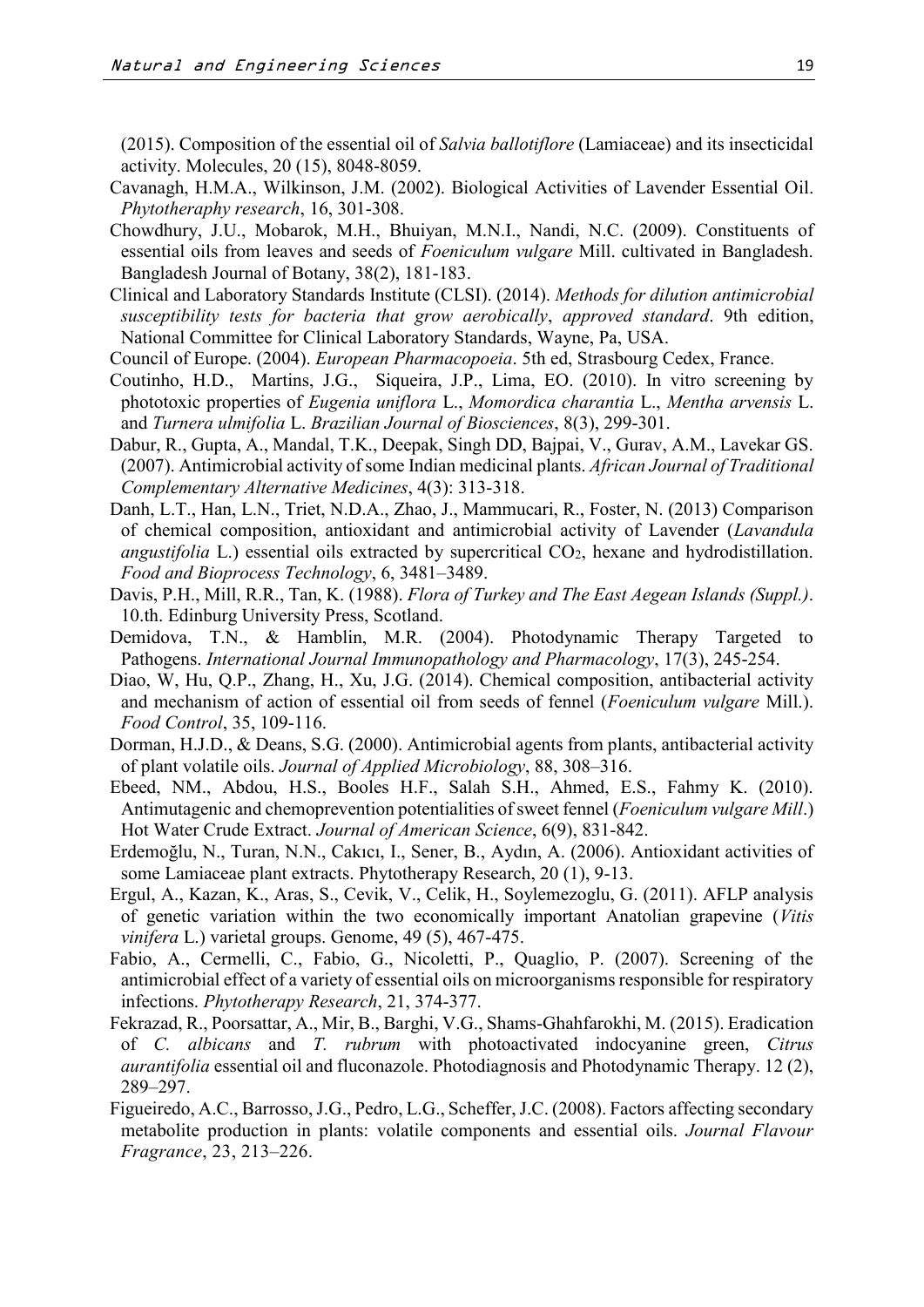(2015). Composition of the essential oil of *Salvia ballotiflore* (Lamiaceae) and its insecticidal activity. Molecules, 20 (15), 8048-8059.

Cavanagh, H.M.A., Wilkinson, J.M. (2002). Biological Activities of Lavender Essential Oil. *Phytotheraphy research*, 16, 301-308.

Chowdhury, J.U., Mobarok, M.H., Bhuiyan, M.N.I., Nandi, N.C. (2009). Constituents of essential oils from leaves and seeds of *Foeniculum vulgare* Mill. cultivated in Bangladesh. Bangladesh Journal of Botany, 38(2), 181-183.

Clinical and Laboratory Standards Institute (CLSI). (2014). *Methods for dilution antimicrobial susceptibility tests for bacteria that grow aerobically*, *approved standard*. 9th edition, National Committee for Clinical Laboratory Standards, Wayne, Pa, USA.

Council of Europe. (2004). *European Pharmacopoeia*. 5th ed, Strasbourg Cedex, France.

Coutinho, H.D., Martins, J.G., Siqueira, J.P., Lima, EO. (2010). In vitro screening by phototoxic properties of *Eugenia uniflora* L., *Momordica charantia* L., *Mentha arvensis* L. and *Turnera ulmifolia* L. *Brazilian Journal of Biosciences*, 8(3), 299-301.

Dabur, R., Gupta, A., Mandal, T.K., Deepak, Singh DD, Bajpai, V., Gurav, A.M., Lavekar GS. (2007). Antimicrobial activity of some Indian medicinal plants. *African Journal of Traditional Complementary Alternative Medicines*, 4(3): 313-318.

Danh, L.T., Han, L.N., Triet, N.D.A., Zhao, J., Mammucari, R., Foster, N. (2013) Comparison of chemical composition, antioxidant and antimicrobial activity of Lavender (*Lavandula angustifolia* L.) essential oils extracted by supercritical $CO_2$, hexane and hydrodistillation. *Food and Bioprocess Technology*, 6, 3481–3489.

Davis, P.H., Mill, R.R., Tan, K. (1988). *Flora of Turkey and The East Aegean Islands (Suppl.)*. 10.th. Edinburg University Press, Scotland.

Demidova, T.N., & Hamblin, M.R. (2004). Photodynamic Therapy Targeted to Pathogens. *International Journal Immunopathology and Pharmacology*, 17(3), 245-254.

Diao, W, Hu, Q.P., Zhang, H., Xu, J.G. (2014). Chemical composition, antibacterial activity and mechanism of action of essential oil from seeds of fennel (*Foeniculum vulgare* Mill.). *Food Control*, 35, 109-116.

Dorman, H.J.D., & Deans, S.G. (2000). Antimicrobial agents from plants, antibacterial activity of plant volatile oils. *Journal of Applied Microbiology*, 88, 308–316.

Ebeed, NM., Abdou, H.S., Booles H.F., Salah S.H., Ahmed, E.S., Fahmy K. (2010). Antimutagenic and chemoprevention potentialities of sweet fennel (*Foeniculum vulgare Mill*.) Hot Water Crude Extract. *Journal of American Science*, 6(9), 831-842.

Erdemoğlu, N., Turan, N.N., Cakıcı, I., Sener, B., Aydın, A. (2006). Antioxidant activities of some Lamiaceae plant extracts. Phytotherapy Research, 20 (1), 9-13.

Ergul, A., Kazan, K., Aras, S., Cevik, V., Celik, H., Soylemezoglu, G. (2011). AFLP analysis of genetic variation within the two economically important Anatolian grapevine (*Vitis vinifera* L.) varietal groups. Genome, 49 (5), 467-475.

Fabio, A., Cermelli, C., Fabio, G., Nicoletti, P., Quaglio, P. (2007). Screening of the antimicrobial effect of a variety of essential oils on microorganisms responsible for respiratory infections. *Phytotherapy Research*, 21, 374-377.

Fekrazad, R., Poorsattar, A., Mir, B., Barghi, V.G., Shams-Ghahfarokhi, M. (2015). Eradication of *C. albicans* and *T. rubrum* with photoactivated indocyanine green, *Citrus aurantifolia* essential oil and fluconazole. Photodiagnosis and Photodynamic Therapy. 12 (2), 289–297.

Figueiredo, A.C., Barrosso, J.G., Pedro, L.G., Scheffer, J.C. (2008). Factors affecting secondary metabolite production in plants: volatile components and essential oils. *Journal Flavour Fragrance*, 23, 213–226.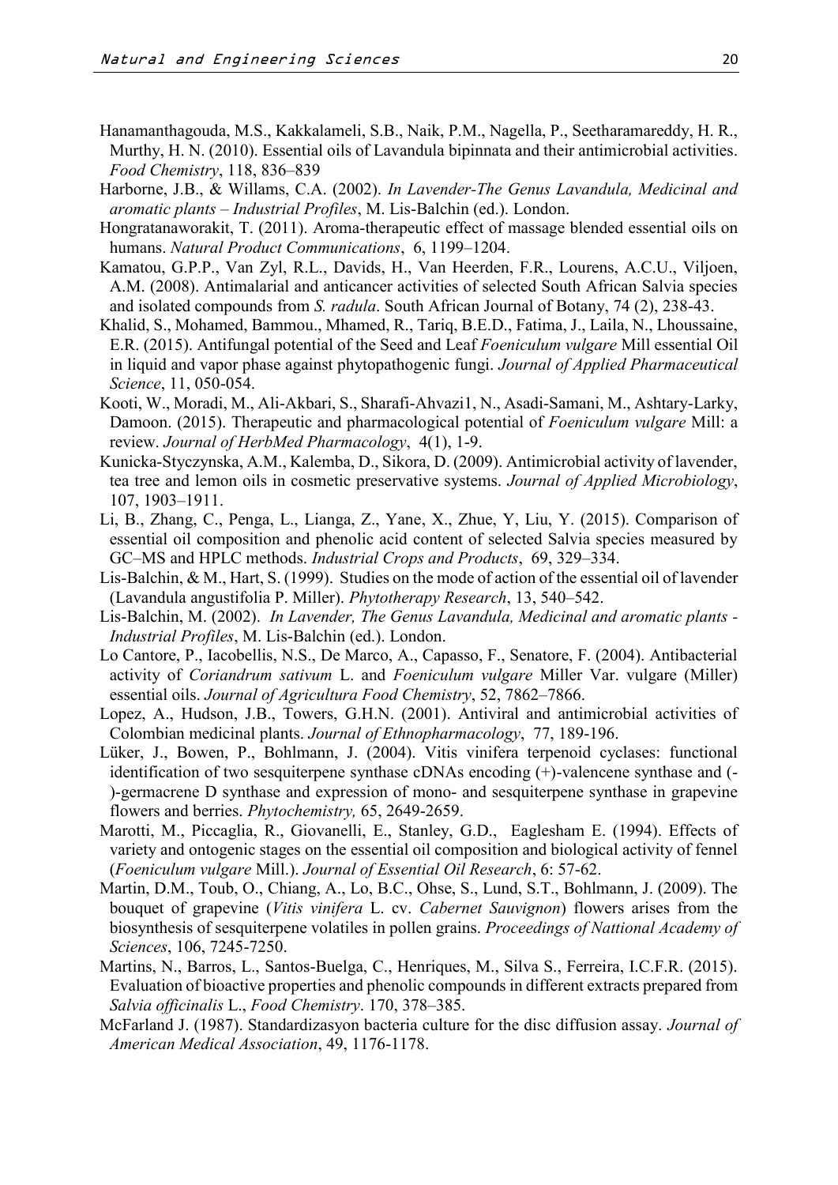Hanamanthagouda, M.S., Kakkalameli, S.B., Naik, P.M., Nagella, P., Seetharamareddy, H. R., Murthy, H. N. (2010). Essential oils of Lavandula bipinnata and their antimicrobial activities. *Food Chemistry*, 118, 836–839

Harborne, J.B., & Willams, C.A. (2002). *In Lavender-The Genus Lavandula, Medicinal and aromatic plants – Industrial Profiles*, M. Lis-Balchin (ed.). London.

Hongratanaworakit, T. (2011). Aroma-therapeutic effect of massage blended essential oils on humans. *Natural Product Communications*, 6, 1199–1204.

Kamatou, G.P.P., Van Zyl, R.L., Davids, H., Van Heerden, F.R., Lourens, A.C.U., Viljoen, A.M. (2008). Antimalarial and anticancer activities of selected South African Salvia species and isolated compounds from *S. radula*. South African Journal of Botany, 74 (2), 238-43.

Khalid, S., Mohamed, Bammou., Mhamed, R., Tariq, B.E.D., Fatima, J., Laila, N., Lhoussaine, E.R. (2015). Antifungal potential of the Seed and Leaf *Foeniculum vulgare* Mill essential Oil in liquid and vapor phase against phytopathogenic fungi. *Journal of Applied Pharmaceutical Science*, 11, 050-054.

Kooti, W., Moradi, M., Ali-Akbari, S., Sharafi-Ahvazi1, N., Asadi-Samani, M., Ashtary-Larky, Damoon. (2015). Therapeutic and pharmacological potential of *Foeniculum vulgare* Mill: a review. *Journal of HerbMed Pharmacology*, 4(1), 1-9.

Kunicka-Styczynska, A.M., Kalemba, D., Sikora, D. (2009). Antimicrobial activity of lavender, tea tree and lemon oils in cosmetic preservative systems. *Journal of Applied Microbiology*, 107, 1903–1911.

Li, B., Zhang, C., Penga, L., Lianga, Z., Yane, X., Zhue, Y, Liu, Y. (2015). Comparison of essential oil composition and phenolic acid content of selected Salvia species measured by GC–MS and HPLC methods. *Industrial Crops and Products*, 69, 329–334.

Lis-Balchin, & M., Hart, S. (1999). Studies on the mode of action of the essential oil of lavender (Lavandula angustifolia P. Miller). *Phytotherapy Research*, 13, 540–542.

Lis-Balchin, M. (2002). *In Lavender, The Genus Lavandula, Medicinal and aromatic plants - Industrial Profiles*, M. Lis-Balchin (ed.). London.

Lo Cantore, P., Iacobellis, N.S., De Marco, A., Capasso, F., Senatore, F. (2004). Antibacterial activity of *Coriandrum sativum* L. and *Foeniculum vulgare* Miller Var. vulgare (Miller) essential oils. *Journal of Agricultura Food Chemistry*, 52, 7862–7866.

Lopez, A., Hudson, J.B., Towers, G.H.N. (2001). Antiviral and antimicrobial activities of Colombian medicinal plants. *Journal of Ethnopharmacology*, 77, 189-196.

Lüker, J., Bowen, P., Bohlmann, J. (2004). Vitis vinifera terpenoid cyclases: functional identification of two sesquiterpene synthase cDNAs encoding (+)-valencene synthase and (-)-germacrene D synthase and expression of mono- and sesquiterpene synthase in grapevine flowers and berries. *Phytochemistry,* 65, 2649-2659.

Marotti, M., Piccaglia, R., Giovanelli, E., Stanley, G.D., Eaglesham E. (1994). Effects of variety and ontogenic stages on the essential oil composition and biological activity of fennel (*Foeniculum vulgare* Mill.). *Journal of Essential Oil Research*, 6: 57-62.

Martin, D.M., Toub, O., Chiang, A., Lo, B.C., Ohse, S., Lund, S.T., Bohlmann, J. (2009). The bouquet of grapevine (*Vitis vinifera* L. cv. *Cabernet Sauvignon*) flowers arises from the biosynthesis of sesquiterpene volatiles in pollen grains. *Proceedings of Nattional Academy of Sciences*, 106, 7245-7250.

Martins, N., Barros, L., Santos-Buelga, C., Henriques, M., Silva S., Ferreira, I.C.F.R. (2015). Evaluation of bioactive properties and phenolic compounds in different extracts prepared from *Salvia officinalis* L., *Food Chemistry*. 170, 378–385.

McFarland J. (1987). Standardizasyon bacteria culture for the disc diffusion assay. *Journal of American Medical Association*, 49, 1176-1178.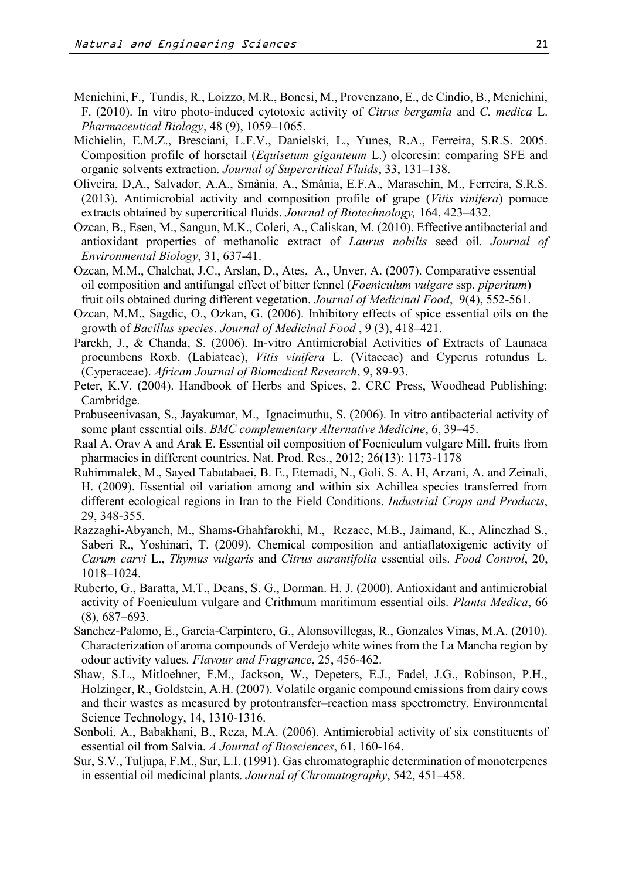Menichini, F., Tundis, R., Loizzo, M.R., Bonesi, M., Provenzano, E., de Cindio, B., Menichini, F. (2010). In vitro photo-induced cytotoxic activity of *Citrus bergamia* and *C. medica* L. *Pharmaceutical Biology*, 48 (9), 1059–1065.

Michielin, E.M.Z., Bresciani, L.F.V., Danielski, L., Yunes, R.A., Ferreira, S.R.S. 2005. Composition profile of horsetail (*Equisetum giganteum* L.) oleoresin: comparing SFE and organic solvents extraction. *Journal of Supercritical Fluids*, 33, 131–138.

Oliveira, D,A., Salvador, A.A., Smânia, A., Smânia, E.F.A., Maraschin, M., Ferreira, S.R.S. (2013). Antimicrobial activity and composition profile of grape (*Vitis vinifera*) pomace extracts obtained by supercritical fluids. *Journal of Biotechnology,* 164, 423–432.

Ozcan, B., Esen, M., Sangun, M.K., Coleri, A., Caliskan, M. (2010). Effective antibacterial and antioxidant properties of methanolic extract of *Laurus nobilis* seed oil. *Journal of Environmental Biology*, 31, 637-41.

Ozcan, M.M., Chalchat, J.C., Arslan, D., Ates, A., Unver, A. (2007). Comparative essential oil composition and antifungal effect of bitter fennel (*Foeniculum vulgare* ssp. *piperitum*) fruit oils obtained during different vegetation. *Journal of Medicinal Food*, 9(4), 552-561.

Ozcan, M.M., Sagdic, O., Ozkan, G. (2006). Inhibitory effects of spice essential oils on the growth of *Bacillus species*. *Journal of Medicinal Food* , 9 (3), 418–421.

Parekh, J., & Chanda, S. (2006). In-vitro Antimicrobial Activities of Extracts of Launaea procumbens Roxb. (Labiateae), *Vitis vinifera* L. (Vitaceae) and Cyperus rotundus L. (Cyperaceae). *African Journal of Biomedical Research*, 9, 89-93.

Peter, K.V. (2004). Handbook of Herbs and Spices, 2. CRC Press, Woodhead Publishing: Cambridge.

Prabuseenivasan, S., Jayakumar, M., Ignacimuthu, S. (2006). In vitro antibacterial activity of some plant essential oils. *BMC complementary Alternative Medicine*, 6, 39–45.

Raal A, Orav A and Arak E. Essential oil composition of Foeniculum vulgare Mill. fruits from pharmacies in different countries. Nat. Prod. Res., 2012; 26(13): 1173-1178

Rahimmalek, M., Sayed Tabatabaei, B. E., Etemadi, N., Goli, S. A. H, Arzani, A. and Zeinali, H. (2009). Essential oil variation among and within six Achillea species transferred from different ecological regions in Iran to the Field Conditions. *Industrial Crops and Products*, 29, 348-355.

Razzaghi-Abyaneh, M., Shams-Ghahfarokhi, M., Rezaee, M.B., Jaimand, K., Alinezhad S., Saberi R., Yoshinari, T. (2009). Chemical composition and antiaflatoxigenic activity of *Carum carvi* L., *Thymus vulgaris* and *Citrus aurantifolia* essential oils. *Food Control*, 20, 1018–1024.

Ruberto, G., Baratta, M.T., Deans, S. G., Dorman. H. J. (2000). Antioxidant and antimicrobial activity of Foeniculum vulgare and Crithmum maritimum essential oils. *Planta Medica*, 66 (8), 687–693.

Sanchez-Palomo, E., Garcia-Carpintero, G., Alonsovillegas, R., Gonzales Vinas, M.A. (2010). Characterization of aroma compounds of Verdejo white wines from the La Mancha region by odour activity values. *Flavour and Fragrance*, 25, 456-462.

Shaw, S.L., Mitloehner, F.M., Jackson, W., Depeters, E.J., Fadel, J.G., Robinson, P.H., Holzinger, R., Goldstein, A.H. (2007). Volatile organic compound emissions from dairy cows and their wastes as measured by protontransfer–reaction mass spectrometry. Environmental Science Technology, 14, 1310-1316.

Sonboli, A., Babakhani, B., Reza, M.A. (2006). Antimicrobial activity of six constituents of essential oil from Salvia. *A Journal of Biosciences*, 61, 160-164.

Sur, S.V., Tuljupa, F.M., Sur, L.I. (1991). Gas chromatographic determination of monoterpenes in essential oil medicinal plants. *Journal of Chromatography*, 542, 451–458.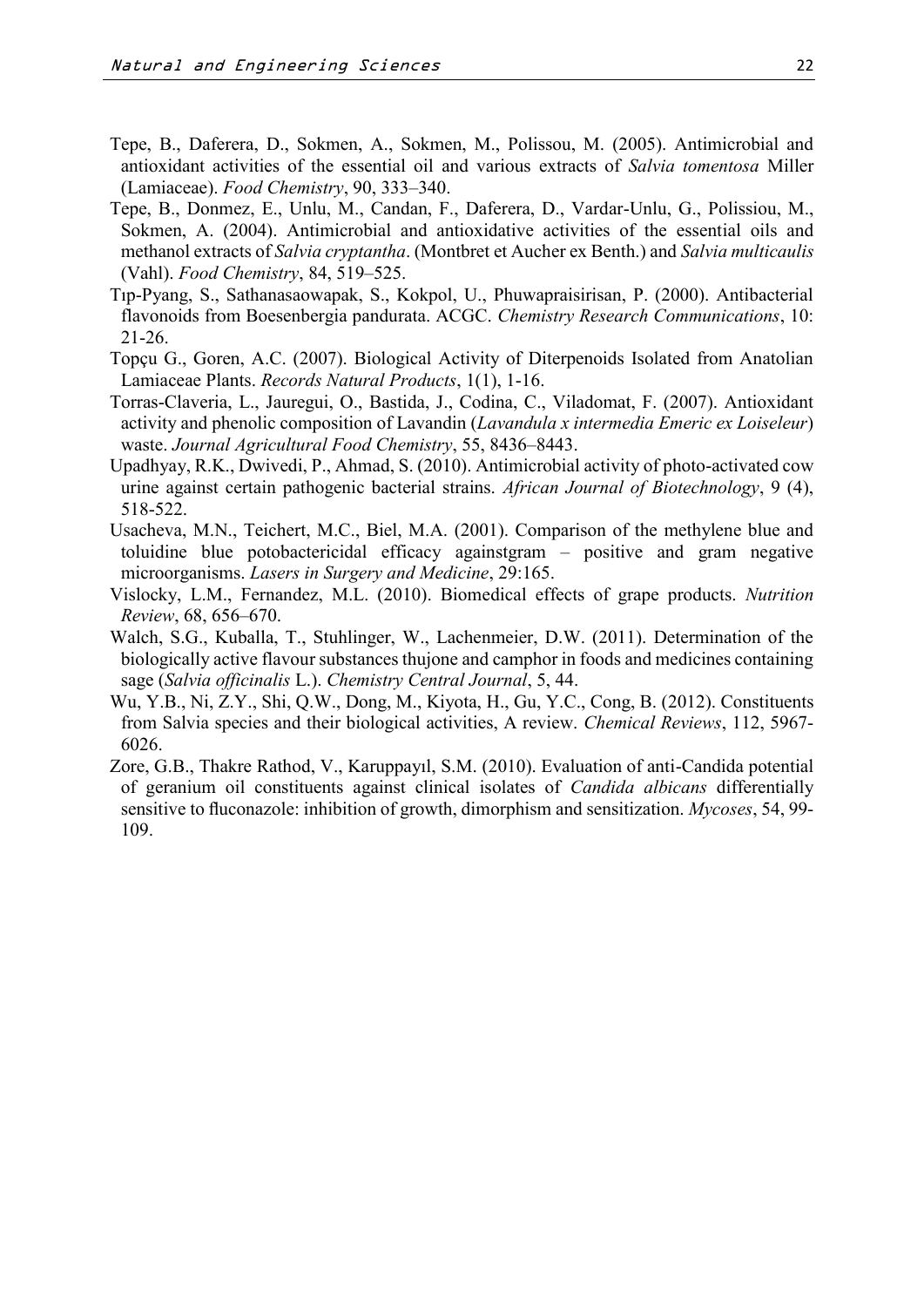Tepe, B., Daferera, D., Sokmen, A., Sokmen, M., Polissou, M. (2005). Antimicrobial and antioxidant activities of the essential oil and various extracts of *Salvia tomentosa* Miller (Lamiaceae). *Food Chemistry*, 90, 333–340.

Tepe, B., Donmez, E., Unlu, M., Candan, F., Daferera, D., Vardar-Unlu, G., Polissiou, M., Sokmen, A. (2004). Antimicrobial and antioxidative activities of the essential oils and methanol extracts of *Salvia cryptantha*. (Montbret et Aucher ex Benth.) and *Salvia multicaulis* (Vahl). *Food Chemistry*, 84, 519–525.

Tıp-Pyang, S., Sathanasaowapak, S., Kokpol, U., Phuwapraisirisan, P. (2000). Antibacterial flavonoids from Boesenbergia pandurata. ACGC. *Chemistry Research Communications*, 10: 21-26.

Topçu G., Goren, A.C. (2007). Biological Activity of Diterpenoids Isolated from Anatolian Lamiaceae Plants. *Records Natural Products*, 1(1), 1-16.

Torras-Claveria, L., Jauregui, O., Bastida, J., Codina, C., Viladomat, F. (2007). Antioxidant activity and phenolic composition of Lavandin (*Lavandula x intermedia Emeric ex Loiseleur*) waste. *Journal Agricultural Food Chemistry*, 55, 8436–8443.

Upadhyay, R.K., Dwivedi, P., Ahmad, S. (2010). Antimicrobial activity of photo-activated cow urine against certain pathogenic bacterial strains. *African Journal of Biotechnology*, 9 (4), 518-522.

Usacheva, M.N., Teichert, M.C., Biel, M.A. (2001). Comparison of the methylene blue and toluidine blue potobactericidal efficacy againstgram – positive and gram negative microorganisms. *Lasers in Surgery and Medicine*, 29:165.

Vislocky, L.M., Fernandez, M.L. (2010). Biomedical effects of grape products. *Nutrition Review*, 68, 656–670.

Walch, S.G., Kuballa, T., Stuhlinger, W., Lachenmeier, D.W. (2011). Determination of the biologically active flavour substances thujone and camphor in foods and medicines containing sage (*Salvia officinalis* L.). *Chemistry Central Journal*, 5, 44.

Wu, Y.B., Ni, Z.Y., Shi, Q.W., Dong, M., Kiyota, H., Gu, Y.C., Cong, B. (2012). Constituents from Salvia species and their biological activities, A review. *Chemical Reviews*, 112, 5967-6026.

Zore, G.B., Thakre Rathod, V., Karuppayıl, S.M. (2010). Evaluation of anti-Candida potential of geranium oil constituents against clinical isolates of *Candida albicans* differentially sensitive to fluconazole: inhibition of growth, dimorphism and sensitization. *Mycoses*, 54, 99-109.